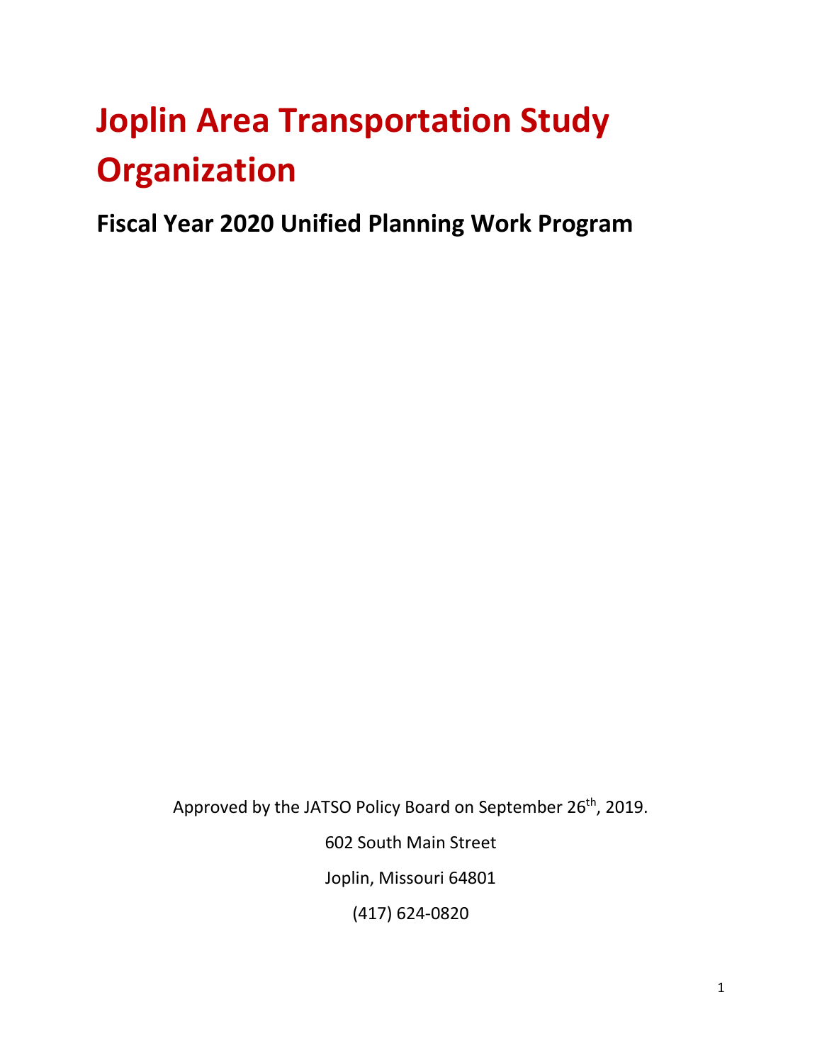# Joplin Area Transportation Study Organization

## Fiscal Year 2020 Unified Planning Work Program

Approved by the JATSO Policy Board on September 26th, 2019.

602 South Main Street

Joplin, Missouri 64801

(417) 624-0820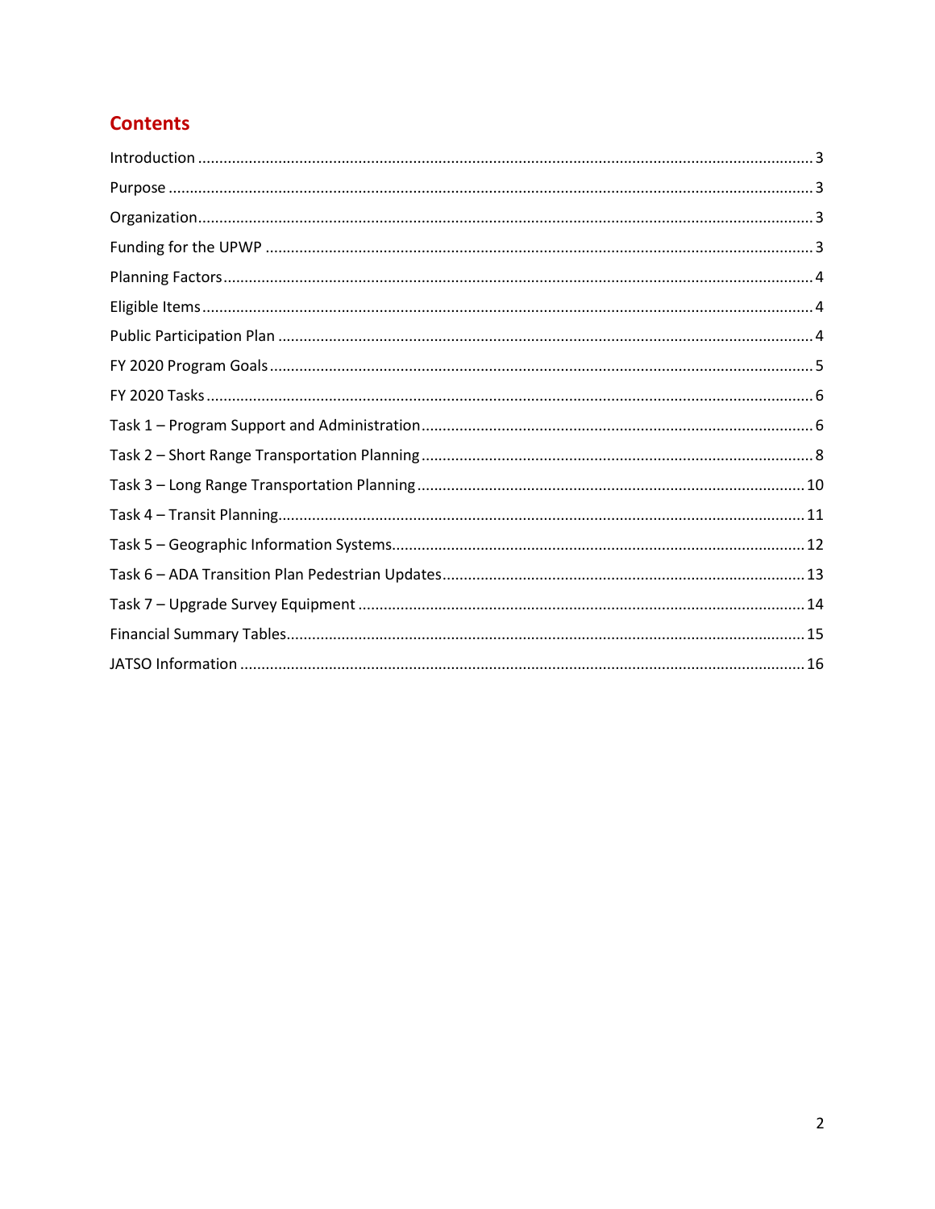## Contents

- Introduction ... 3
- Purpose ... 3
- Organization ... 3
- Funding for the UPWP ... 3
- Planning Factors ... 4
- Eligible Items ... 4
- Public Participation Plan ... 4
- FY 2020 Program Goals ... 5
- FY 2020 Tasks ... 6
- Task 1 – Program Support and Administration ... 6
- Task 2 – Short Range Transportation Planning ... 8
- Task 3 – Long Range Transportation Planning ... 10
- Task 4 – Transit Planning ... 11
- Task 5 – Geographic Information Systems ... 12
- Task 6 – ADA Transition Plan Pedestrian Updates ... 13
- Task 7 – Upgrade Survey Equipment ... 14
- Financial Summary Tables ... 15
- JATSO Information ... 16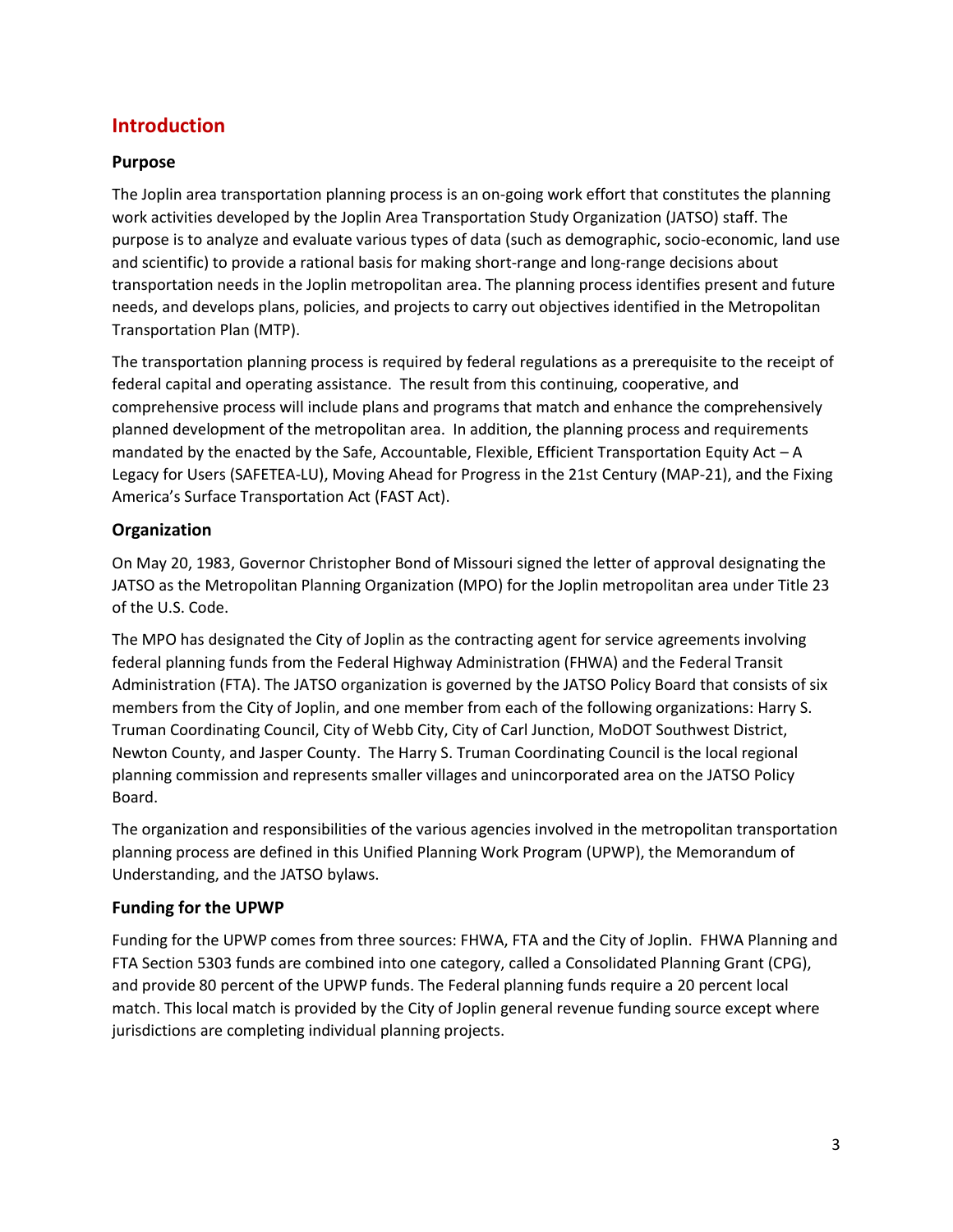# Introduction

## Purpose

The Joplin area transportation planning process is an on-going work effort that constitutes the planning work activities developed by the Joplin Area Transportation Study Organization (JATSO) staff. The purpose is to analyze and evaluate various types of data (such as demographic, socio-economic, land use and scientific) to provide a rational basis for making short-range and long-range decisions about transportation needs in the Joplin metropolitan area. The planning process identifies present and future needs, and develops plans, policies, and projects to carry out objectives identified in the Metropolitan Transportation Plan (MTP).

The transportation planning process is required by federal regulations as a prerequisite to the receipt of federal capital and operating assistance. The result from this continuing, cooperative, and comprehensive process will include plans and programs that match and enhance the comprehensively planned development of the metropolitan area. In addition, the planning process and requirements mandated by the enacted by the Safe, Accountable, Flexible, Efficient Transportation Equity Act – A Legacy for Users (SAFETEA-LU), Moving Ahead for Progress in the 21st Century (MAP-21), and the Fixing America's Surface Transportation Act (FAST Act).

## Organization

On May 20, 1983, Governor Christopher Bond of Missouri signed the letter of approval designating the JATSO as the Metropolitan Planning Organization (MPO) for the Joplin metropolitan area under Title 23 of the U.S. Code.

The MPO has designated the City of Joplin as the contracting agent for service agreements involving federal planning funds from the Federal Highway Administration (FHWA) and the Federal Transit Administration (FTA). The JATSO organization is governed by the JATSO Policy Board that consists of six members from the City of Joplin, and one member from each of the following organizations: Harry S. Truman Coordinating Council, City of Webb City, City of Carl Junction, MoDOT Southwest District, Newton County, and Jasper County. The Harry S. Truman Coordinating Council is the local regional planning commission and represents smaller villages and unincorporated area on the JATSO Policy Board.

The organization and responsibilities of the various agencies involved in the metropolitan transportation planning process are defined in this Unified Planning Work Program (UPWP), the Memorandum of Understanding, and the JATSO bylaws.

## Funding for the UPWP

Funding for the UPWP comes from three sources: FHWA, FTA and the City of Joplin. FHWA Planning and FTA Section 5303 funds are combined into one category, called a Consolidated Planning Grant (CPG), and provide 80 percent of the UPWP funds. The Federal planning funds require a 20 percent local match. This local match is provided by the City of Joplin general revenue funding source except where jurisdictions are completing individual planning projects.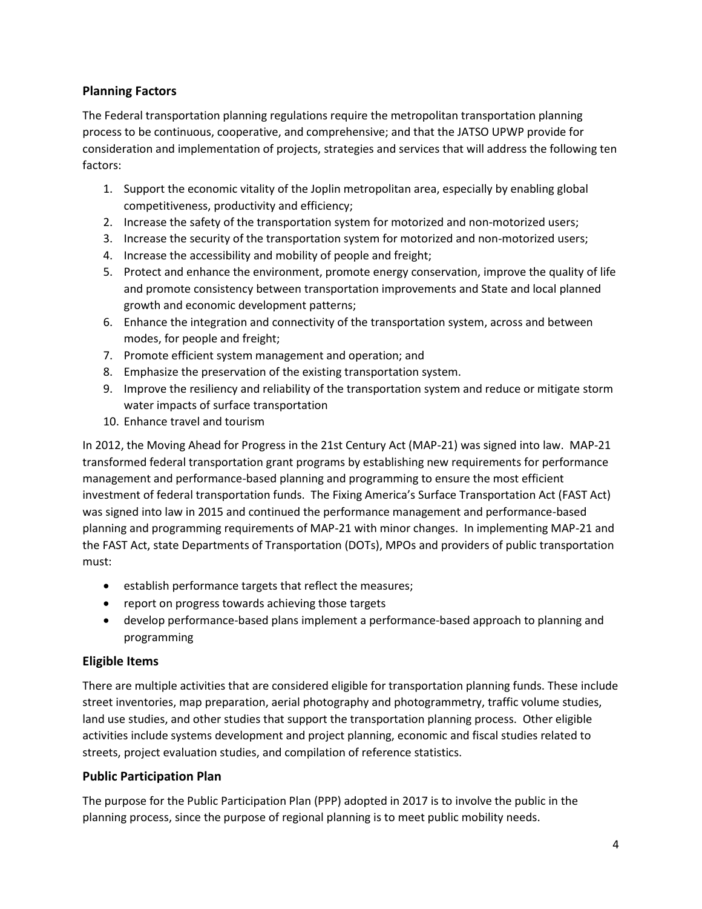## Planning Factors

The Federal transportation planning regulations require the metropolitan transportation planning process to be continuous, cooperative, and comprehensive; and that the JATSO UPWP provide for consideration and implementation of projects, strategies and services that will address the following ten factors:

1. Support the economic vitality of the Joplin metropolitan area, especially by enabling global competitiveness, productivity and efficiency;
2. Increase the safety of the transportation system for motorized and non-motorized users;
3. Increase the security of the transportation system for motorized and non-motorized users;
4. Increase the accessibility and mobility of people and freight;
5. Protect and enhance the environment, promote energy conservation, improve the quality of life and promote consistency between transportation improvements and State and local planned growth and economic development patterns;
6. Enhance the integration and connectivity of the transportation system, across and between modes, for people and freight;
7. Promote efficient system management and operation; and
8. Emphasize the preservation of the existing transportation system.
9. Improve the resiliency and reliability of the transportation system and reduce or mitigate storm water impacts of surface transportation
10. Enhance travel and tourism

In 2012, the Moving Ahead for Progress in the 21st Century Act (MAP-21) was signed into law. MAP-21 transformed federal transportation grant programs by establishing new requirements for performance management and performance-based planning and programming to ensure the most efficient investment of federal transportation funds. The Fixing America's Surface Transportation Act (FAST Act) was signed into law in 2015 and continued the performance management and performance-based planning and programming requirements of MAP-21 with minor changes. In implementing MAP-21 and the FAST Act, state Departments of Transportation (DOTs), MPOs and providers of public transportation must:

- establish performance targets that reflect the measures;
- report on progress towards achieving those targets
- develop performance-based plans implement a performance-based approach to planning and programming

## Eligible Items

There are multiple activities that are considered eligible for transportation planning funds. These include street inventories, map preparation, aerial photography and photogrammetry, traffic volume studies, land use studies, and other studies that support the transportation planning process. Other eligible activities include systems development and project planning, economic and fiscal studies related to streets, project evaluation studies, and compilation of reference statistics.

## Public Participation Plan

The purpose for the Public Participation Plan (PPP) adopted in 2017 is to involve the public in the planning process, since the purpose of regional planning is to meet public mobility needs.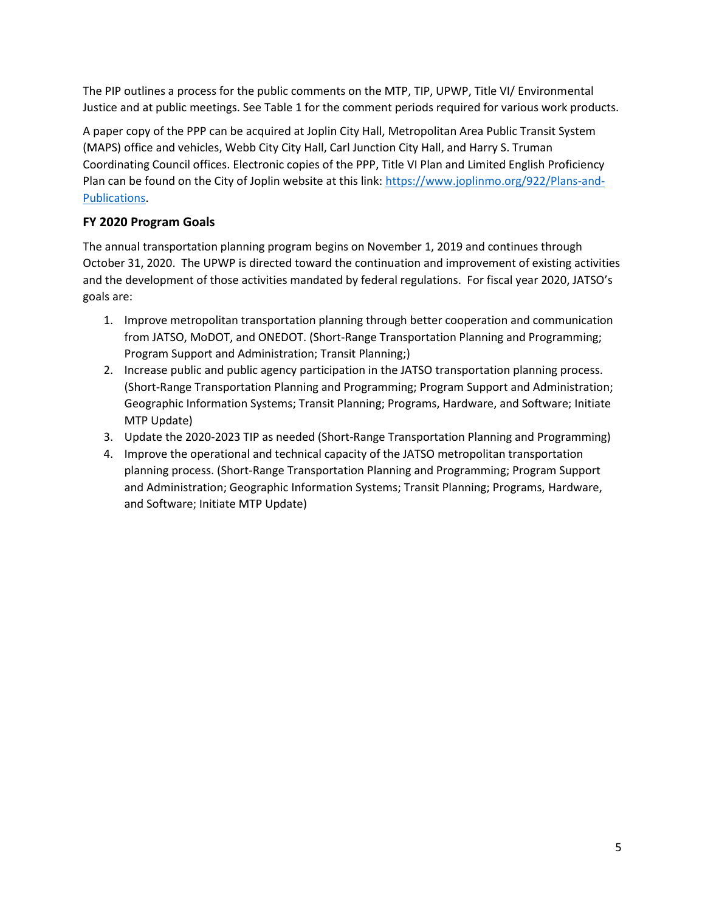The PIP outlines a process for the public comments on the MTP, TIP, UPWP, Title VI/ Environmental Justice and at public meetings. See Table 1 for the comment periods required for various work products.

A paper copy of the PPP can be acquired at Joplin City Hall, Metropolitan Area Public Transit System (MAPS) office and vehicles, Webb City City Hall, Carl Junction City Hall, and Harry S. Truman Coordinating Council offices. Electronic copies of the PPP, Title VI Plan and Limited English Proficiency Plan can be found on the City of Joplin website at this link: [https://www.joplinmo.org/922/Plans-and-Publications](https://www.joplinmo.org/922/Plans-and-Publications).

### FY 2020 Program Goals

The annual transportation planning program begins on November 1, 2019 and continues through October 31, 2020. The UPWP is directed toward the continuation and improvement of existing activities and the development of those activities mandated by federal regulations. For fiscal year 2020, JATSO's goals are:

1. Improve metropolitan transportation planning through better cooperation and communication from JATSO, MoDOT, and ONEDOT. (Short-Range Transportation Planning and Programming; Program Support and Administration; Transit Planning;)
2. Increase public and public agency participation in the JATSO transportation planning process. (Short-Range Transportation Planning and Programming; Program Support and Administration; Geographic Information Systems; Transit Planning; Programs, Hardware, and Software; Initiate MTP Update)
3. Update the 2020-2023 TIP as needed (Short-Range Transportation Planning and Programming)
4. Improve the operational and technical capacity of the JATSO metropolitan transportation planning process. (Short-Range Transportation Planning and Programming; Program Support and Administration; Geographic Information Systems; Transit Planning; Programs, Hardware, and Software; Initiate MTP Update)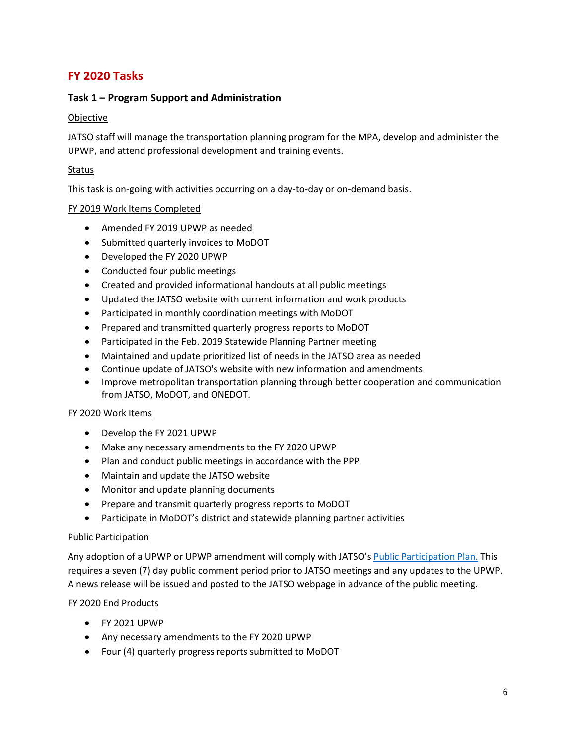## FY 2020 Tasks

### Task 1 – Program Support and Administration

<u>Objective</u>

JATSO staff will manage the transportation planning program for the MPA, develop and administer the UPWP, and attend professional development and training events.

<u>Status</u>

This task is on-going with activities occurring on a day-to-day or on-demand basis.

<u>FY 2019 Work Items Completed</u>

- Amended FY 2019 UPWP as needed
- Submitted quarterly invoices to MoDOT
- Developed the FY 2020 UPWP
- Conducted four public meetings
- Created and provided informational handouts at all public meetings
- Updated the JATSO website with current information and work products
- Participated in monthly coordination meetings with MoDOT
- Prepared and transmitted quarterly progress reports to MoDOT
- Participated in the Feb. 2019 Statewide Planning Partner meeting
- Maintained and update prioritized list of needs in the JATSO area as needed
- Continue update of JATSO's website with new information and amendments
- Improve metropolitan transportation planning through better cooperation and communication from JATSO, MoDOT, and ONEDOT.

<u>FY 2020 Work Items</u>

- Develop the FY 2021 UPWP
- Make any necessary amendments to the FY 2020 UPWP
- Plan and conduct public meetings in accordance with the PPP
- Maintain and update the JATSO website
- Monitor and update planning documents
- Prepare and transmit quarterly progress reports to MoDOT
- Participate in MoDOT's district and statewide planning partner activities

<u>Public Participation</u>

Any adoption of a UPWP or UPWP amendment will comply with JATSO's Public Participation Plan. This requires a seven (7) day public comment period prior to JATSO meetings and any updates to the UPWP. A news release will be issued and posted to the JATSO webpage in advance of the public meeting.

<u>FY 2020 End Products</u>

- FY 2021 UPWP
- Any necessary amendments to the FY 2020 UPWP
- Four (4) quarterly progress reports submitted to MoDOT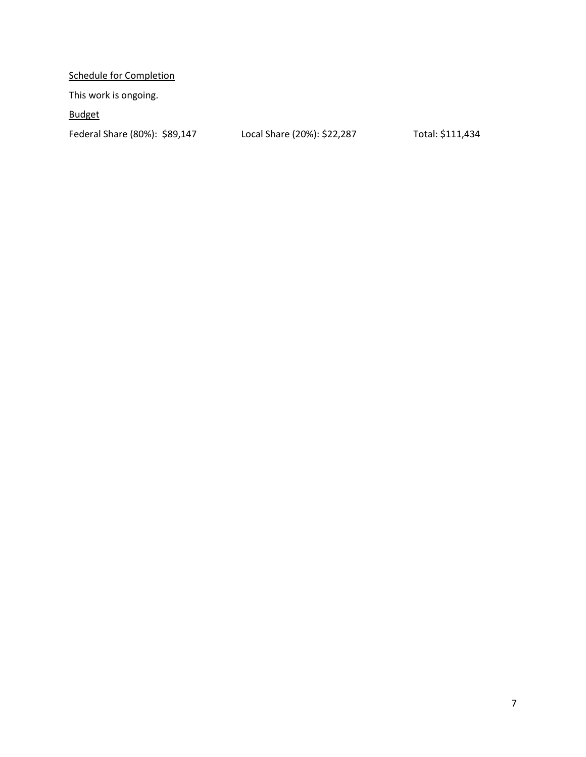Schedule for Completion

This work is ongoing.

Budget

Federal Share (80%): $89,147  Local Share (20%): $22,287  Total: $111,434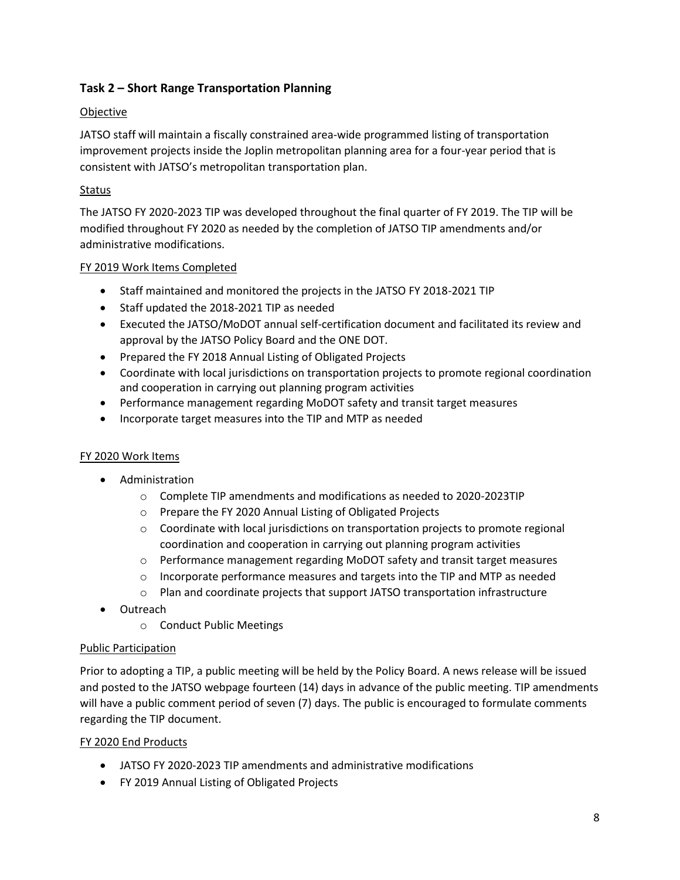## Task 2 – Short Range Transportation Planning

Objective

JATSO staff will maintain a fiscally constrained area-wide programmed listing of transportation improvement projects inside the Joplin metropolitan planning area for a four-year period that is consistent with JATSO's metropolitan transportation plan.

Status

The JATSO FY 2020-2023 TIP was developed throughout the final quarter of FY 2019. The TIP will be modified throughout FY 2020 as needed by the completion of JATSO TIP amendments and/or administrative modifications.

FY 2019 Work Items Completed

- Staff maintained and monitored the projects in the JATSO FY 2018-2021 TIP
- Staff updated the 2018-2021 TIP as needed
- Executed the JATSO/MoDOT annual self-certification document and facilitated its review and approval by the JATSO Policy Board and the ONE DOT.
- Prepared the FY 2018 Annual Listing of Obligated Projects
- Coordinate with local jurisdictions on transportation projects to promote regional coordination and cooperation in carrying out planning program activities
- Performance management regarding MoDOT safety and transit target measures
- Incorporate target measures into the TIP and MTP as needed

FY 2020 Work Items

- Administration
  - Complete TIP amendments and modifications as needed to 2020-2023TIP
  - Prepare the FY 2020 Annual Listing of Obligated Projects
  - Coordinate with local jurisdictions on transportation projects to promote regional coordination and cooperation in carrying out planning program activities
  - Performance management regarding MoDOT safety and transit target measures
  - Incorporate performance measures and targets into the TIP and MTP as needed
  - Plan and coordinate projects that support JATSO transportation infrastructure
- Outreach
  - Conduct Public Meetings

Public Participation

Prior to adopting a TIP, a public meeting will be held by the Policy Board. A news release will be issued and posted to the JATSO webpage fourteen (14) days in advance of the public meeting. TIP amendments will have a public comment period of seven (7) days. The public is encouraged to formulate comments regarding the TIP document.

FY 2020 End Products

- JATSO FY 2020-2023 TIP amendments and administrative modifications
- FY 2019 Annual Listing of Obligated Projects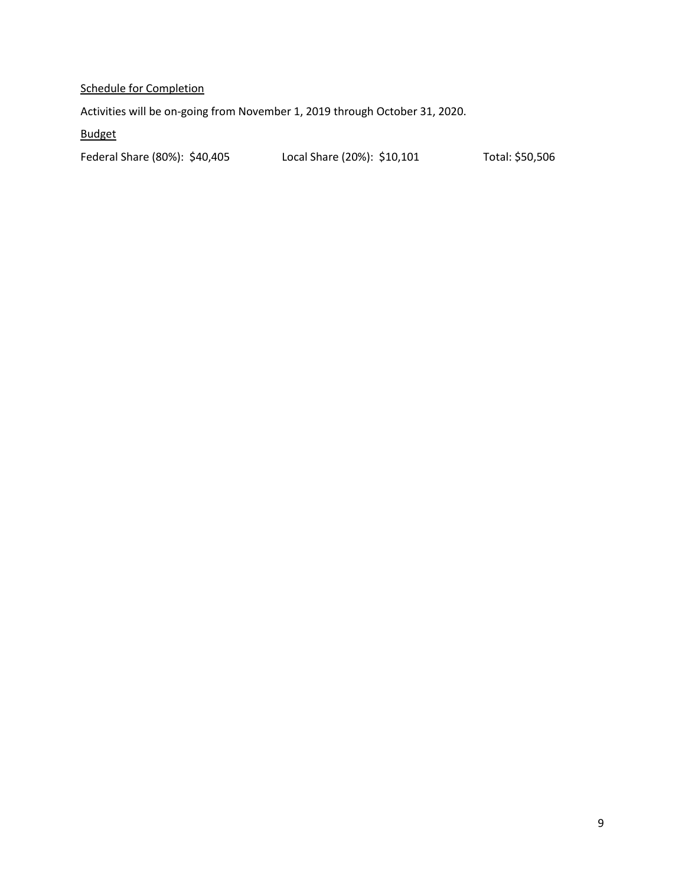Schedule for Completion

Activities will be on-going from November 1, 2019 through October 31, 2020.

Budget

Federal Share (80%): $40,405 Local Share (20%): $10,101 Total: $50,506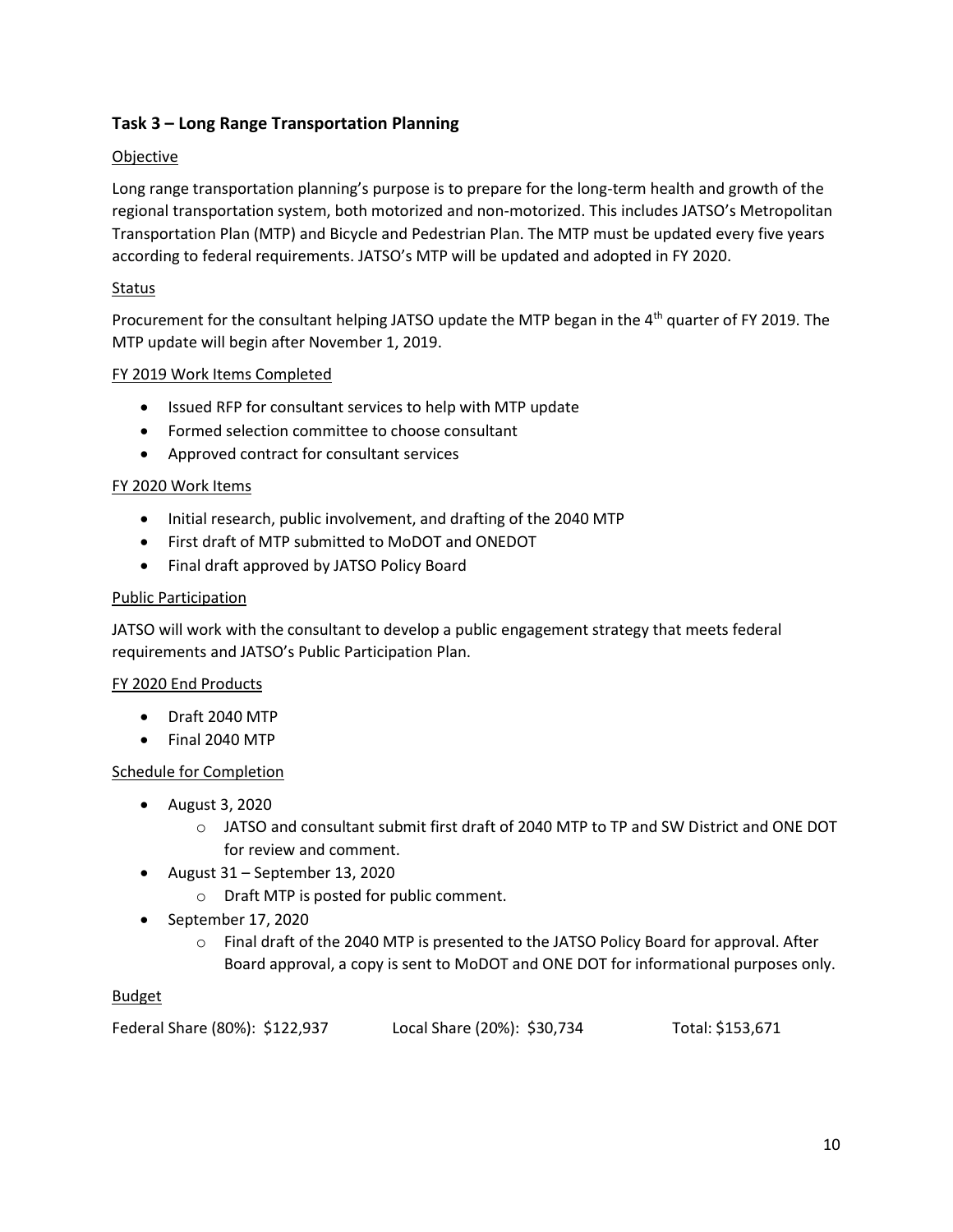## Task 3 – Long Range Transportation Planning

Objective

Long range transportation planning's purpose is to prepare for the long-term health and growth of the regional transportation system, both motorized and non-motorized. This includes JATSO's Metropolitan Transportation Plan (MTP) and Bicycle and Pedestrian Plan. The MTP must be updated every five years according to federal requirements. JATSO's MTP will be updated and adopted in FY 2020.

Status

Procurement for the consultant helping JATSO update the MTP began in the 4th quarter of FY 2019. The MTP update will begin after November 1, 2019.

FY 2019 Work Items Completed

- Issued RFP for consultant services to help with MTP update
- Formed selection committee to choose consultant
- Approved contract for consultant services

FY 2020 Work Items

- Initial research, public involvement, and drafting of the 2040 MTP
- First draft of MTP submitted to MoDOT and ONEDOT
- Final draft approved by JATSO Policy Board

Public Participation

JATSO will work with the consultant to develop a public engagement strategy that meets federal requirements and JATSO's Public Participation Plan.

FY 2020 End Products

- Draft 2040 MTP
- Final 2040 MTP

Schedule for Completion

- August 3, 2020
  - JATSO and consultant submit first draft of 2040 MTP to TP and SW District and ONE DOT for review and comment.
- August 31 – September 13, 2020
  - Draft MTP is posted for public comment.
- September 17, 2020
  - Final draft of the 2040 MTP is presented to the JATSO Policy Board for approval. After Board approval, a copy is sent to MoDOT and ONE DOT for informational purposes only.

Budget

Federal Share (80%): $122,937 Local Share (20%): $30,734 Total: $153,671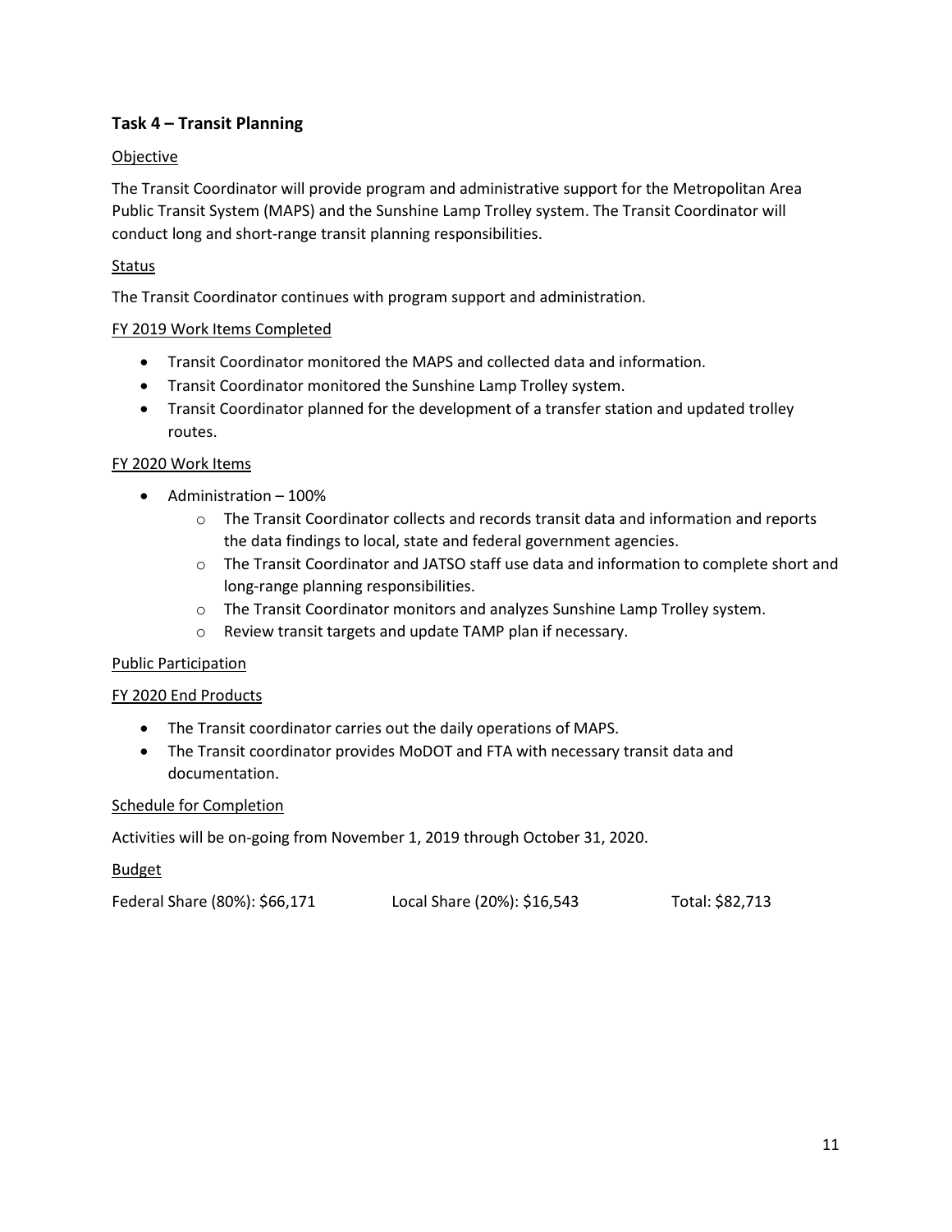## Task 4 – Transit Planning

Objective

The Transit Coordinator will provide program and administrative support for the Metropolitan Area Public Transit System (MAPS) and the Sunshine Lamp Trolley system. The Transit Coordinator will conduct long and short-range transit planning responsibilities.

Status

The Transit Coordinator continues with program support and administration.

FY 2019 Work Items Completed

- Transit Coordinator monitored the MAPS and collected data and information.
- Transit Coordinator monitored the Sunshine Lamp Trolley system.
- Transit Coordinator planned for the development of a transfer station and updated trolley routes.

FY 2020 Work Items

- Administration – 100%
  - The Transit Coordinator collects and records transit data and information and reports the data findings to local, state and federal government agencies.
  - The Transit Coordinator and JATSO staff use data and information to complete short and long-range planning responsibilities.
  - The Transit Coordinator monitors and analyzes Sunshine Lamp Trolley system.
  - Review transit targets and update TAMP plan if necessary.

Public Participation

FY 2020 End Products

- The Transit coordinator carries out the daily operations of MAPS.
- The Transit coordinator provides MoDOT and FTA with necessary transit data and documentation.

Schedule for Completion

Activities will be on-going from November 1, 2019 through October 31, 2020.

Budget

Federal Share (80%): $66,171 Local Share (20%): $16,543 Total: $82,713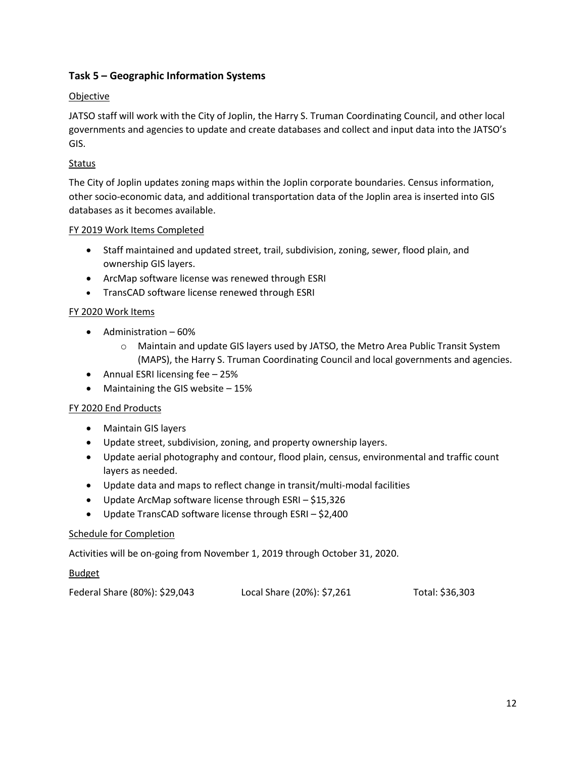## Task 5 – Geographic Information Systems

Objective

JATSO staff will work with the City of Joplin, the Harry S. Truman Coordinating Council, and other local governments and agencies to update and create databases and collect and input data into the JATSO's GIS.

Status

The City of Joplin updates zoning maps within the Joplin corporate boundaries. Census information, other socio-economic data, and additional transportation data of the Joplin area is inserted into GIS databases as it becomes available.

FY 2019 Work Items Completed

- Staff maintained and updated street, trail, subdivision, zoning, sewer, flood plain, and ownership GIS layers.
- ArcMap software license was renewed through ESRI
- TransCAD software license renewed through ESRI

FY 2020 Work Items

- Administration – 60%
  - Maintain and update GIS layers used by JATSO, the Metro Area Public Transit System (MAPS), the Harry S. Truman Coordinating Council and local governments and agencies.
- Annual ESRI licensing fee – 25%
- Maintaining the GIS website – 15%

FY 2020 End Products

- Maintain GIS layers
- Update street, subdivision, zoning, and property ownership layers.
- Update aerial photography and contour, flood plain, census, environmental and traffic count layers as needed.
- Update data and maps to reflect change in transit/multi-modal facilities
- Update ArcMap software license through ESRI – $15,326
- Update TransCAD software license through ESRI – $2,400

Schedule for Completion

Activities will be on-going from November 1, 2019 through October 31, 2020.

Budget

Federal Share (80%): $29,043 Local Share (20%): $7,261 Total: $36,303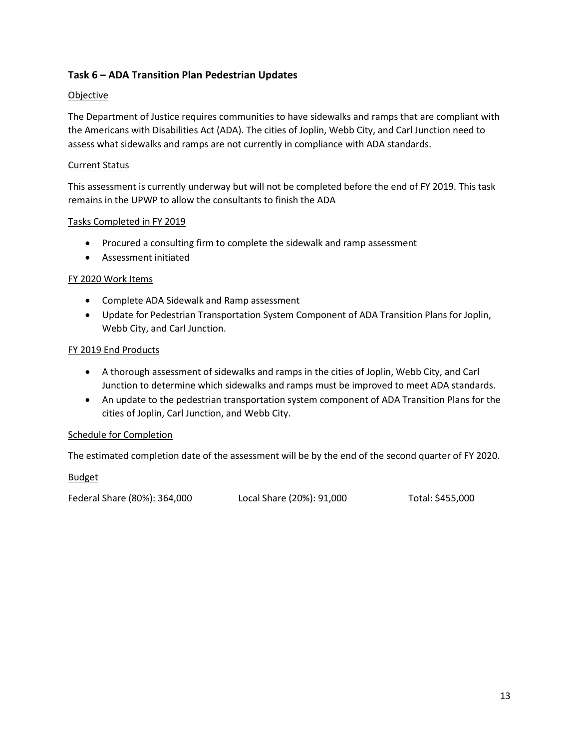## Task 6 – ADA Transition Plan Pedestrian Updates

Objective

The Department of Justice requires communities to have sidewalks and ramps that are compliant with the Americans with Disabilities Act (ADA). The cities of Joplin, Webb City, and Carl Junction need to assess what sidewalks and ramps are not currently in compliance with ADA standards.

Current Status

This assessment is currently underway but will not be completed before the end of FY 2019. This task remains in the UPWP to allow the consultants to finish the ADA

Tasks Completed in FY 2019

- Procured a consulting firm to complete the sidewalk and ramp assessment
- Assessment initiated

FY 2020 Work Items

- Complete ADA Sidewalk and Ramp assessment
- Update for Pedestrian Transportation System Component of ADA Transition Plans for Joplin, Webb City, and Carl Junction.

FY 2019 End Products

- A thorough assessment of sidewalks and ramps in the cities of Joplin, Webb City, and Carl Junction to determine which sidewalks and ramps must be improved to meet ADA standards.
- An update to the pedestrian transportation system component of ADA Transition Plans for the cities of Joplin, Carl Junction, and Webb City.

Schedule for Completion

The estimated completion date of the assessment will be by the end of the second quarter of FY 2020.

Budget

Federal Share (80%): 364,000 Local Share (20%): 91,000 Total: $455,000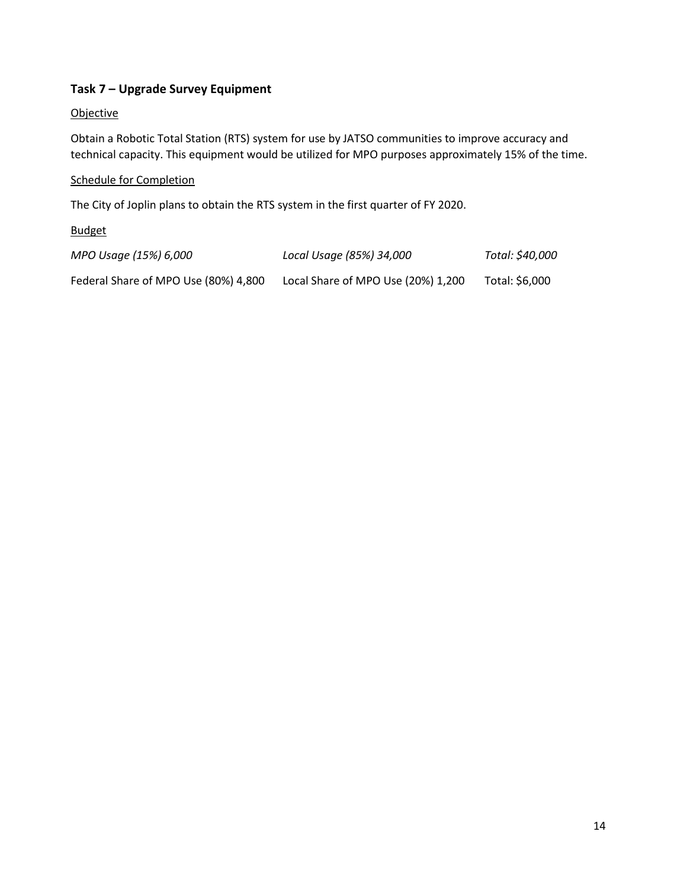### Task 7 – Upgrade Survey Equipment

Objective

Obtain a Robotic Total Station (RTS) system for use by JATSO communities to improve accuracy and technical capacity. This equipment would be utilized for MPO purposes approximately 15% of the time.

Schedule for Completion

The City of Joplin plans to obtain the RTS system in the first quarter of FY 2020.

Budget

| | | |
|---|---|---|
| *MPO Usage (15%) 6,000* | *Local Usage (85%) 34,000* | *Total: $40,000* |
| Federal Share of MPO Use (80%) 4,800 | Local Share of MPO Use (20%) 1,200 | Total: $6,000 |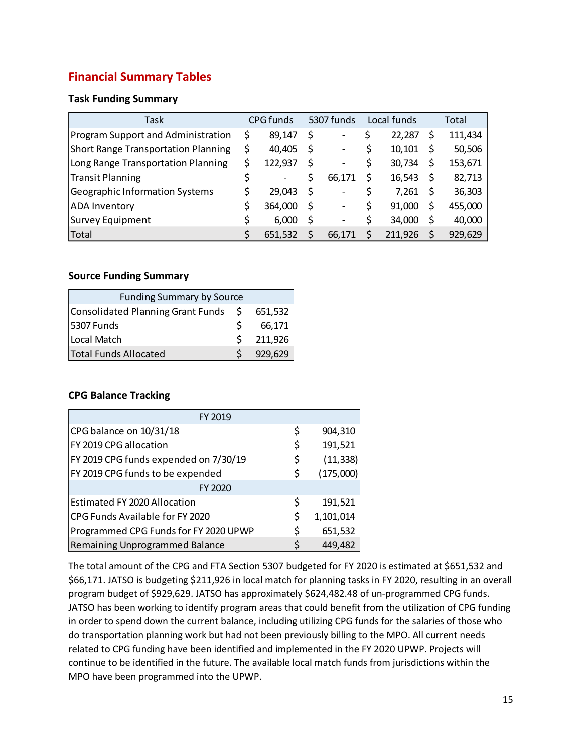## Financial Summary Tables

### Task Funding Summary

| Task | CPG funds | 5307 funds | Local funds | Total |
|---|---|---|---|---|
| Program Support and Administration | $ 89,147 | $ - | $ 22,287 | $ 111,434 |
| Short Range Transportation Planning | $ 40,405 | $ - | $ 10,101 | $ 50,506 |
| Long Range Transportation Planning | $ 122,937 | $ - | $ 30,734 | $ 153,671 |
| Transit Planning | $ - | $ 66,171 | $ 16,543 | $ 82,713 |
| Geographic Information Systems | $ 29,043 | $ - | $ 7,261 | $ 36,303 |
| ADA Inventory | $ 364,000 | $ - | $ 91,000 | $ 455,000 |
| Survey Equipment | $ 6,000 | $ - | $ 34,000 | $ 40,000 |
| Total | $ 651,532 | $ 66,171 | $ 211,926 | $ 929,629 |

### Source Funding Summary

| Funding Summary by Source | |
|---|---|
| Consolidated Planning Grant Funds | $ 651,532 |
| 5307 Funds | $ 66,171 |
| Local Match | $ 211,926 |
| Total Funds Allocated | $ 929,629 |

### CPG Balance Tracking

| FY 2019 | |
|---|---|
| CPG balance on 10/31/18 | $ 904,310 |
| FY 2019 CPG allocation | $ 191,521 |
| FY 2019 CPG funds expended on 7/30/19 | $ (11,338) |
| FY 2019 CPG funds to be expended | $ (175,000) |
| **FY 2020** | |
| Estimated FY 2020 Allocation | $ 191,521 |
| CPG Funds Available for FY 2020 | $ 1,101,014 |
| Programmed CPG Funds for FY 2020 UPWP | $ 651,532 |
| Remaining Unprogrammed Balance | $ 449,482 |

The total amount of the CPG and FTA Section 5307 budgeted for FY 2020 is estimated at $651,532 and $66,171. JATSO is budgeting $211,926 in local match for planning tasks in FY 2020, resulting in an overall program budget of $929,629. JATSO has approximately $624,482.48 of un-programmed CPG funds. JATSO has been working to identify program areas that could benefit from the utilization of CPG funding in order to spend down the current balance, including utilizing CPG funds for the salaries of those who do transportation planning work but had not been previously billing to the MPO. All current needs related to CPG funding have been identified and implemented in the FY 2020 UPWP. Projects will continue to be identified in the future. The available local match funds from jurisdictions within the MPO have been programmed into the UPWP.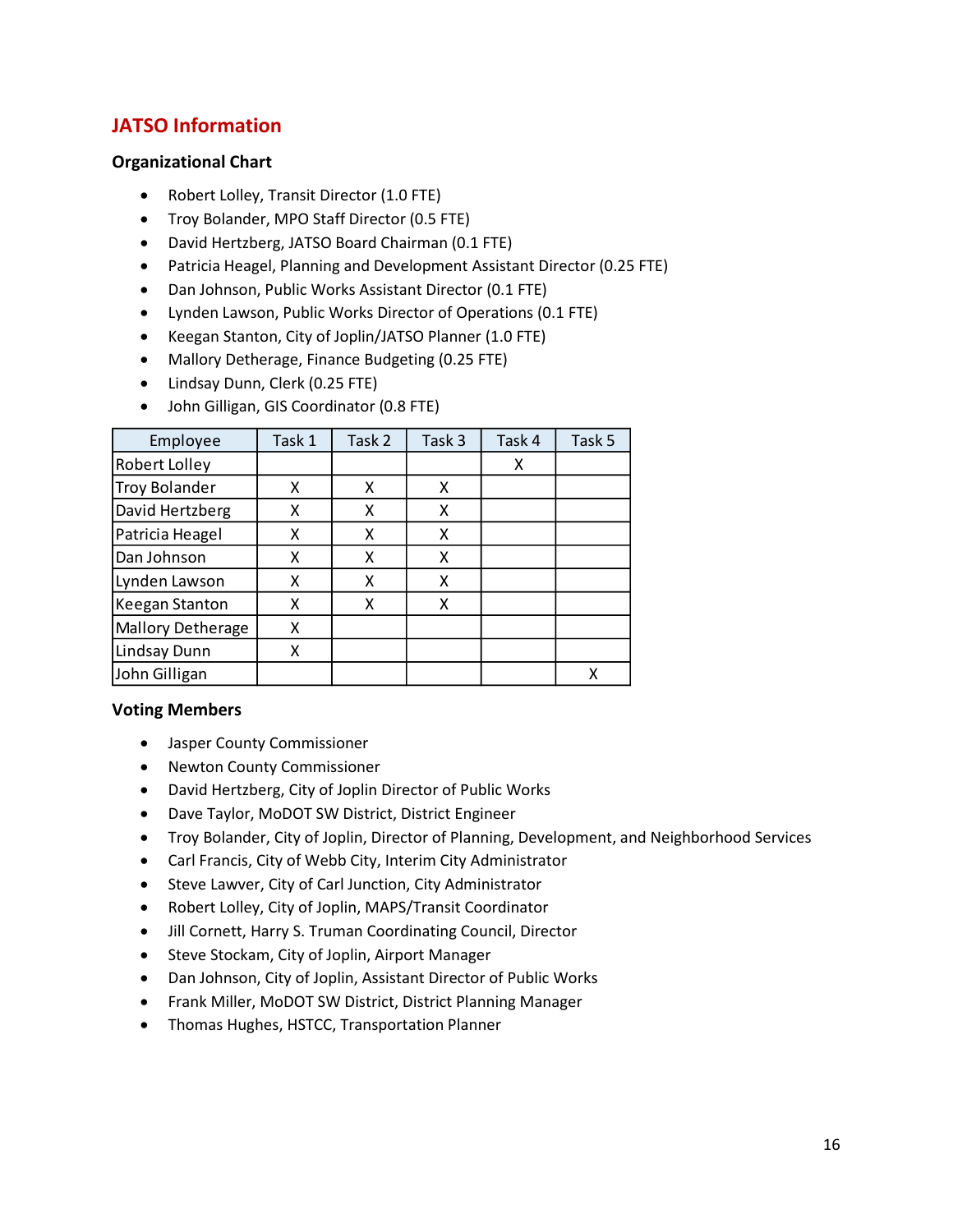## JATSO Information

### Organizational Chart

- Robert Lolley, Transit Director (1.0 FTE)
- Troy Bolander, MPO Staff Director (0.5 FTE)
- David Hertzberg, JATSO Board Chairman (0.1 FTE)
- Patricia Heagel, Planning and Development Assistant Director (0.25 FTE)
- Dan Johnson, Public Works Assistant Director (0.1 FTE)
- Lynden Lawson, Public Works Director of Operations (0.1 FTE)
- Keegan Stanton, City of Joplin/JATSO Planner (1.0 FTE)
- Mallory Detherage, Finance Budgeting (0.25 FTE)
- Lindsay Dunn, Clerk (0.25 FTE)
- John Gilligan, GIS Coordinator (0.8 FTE)

| Employee | Task 1 | Task 2 | Task 3 | Task 4 | Task 5 |
|---|---|---|---|---|---|
| Robert Lolley | | | | X | |
| Troy Bolander | X | X | X | | |
| David Hertzberg | X | X | X | | |
| Patricia Heagel | X | X | X | | |
| Dan Johnson | X | X | X | | |
| Lynden Lawson | X | X | X | | |
| Keegan Stanton | X | X | X | | |
| Mallory Detherage | X | | | | |
| Lindsay Dunn | X | | | | |
| John Gilligan | | | | | X |

### Voting Members

- Jasper County Commissioner
- Newton County Commissioner
- David Hertzberg, City of Joplin Director of Public Works
- Dave Taylor, MoDOT SW District, District Engineer
- Troy Bolander, City of Joplin, Director of Planning, Development, and Neighborhood Services
- Carl Francis, City of Webb City, Interim City Administrator
- Steve Lawver, City of Carl Junction, City Administrator
- Robert Lolley, City of Joplin, MAPS/Transit Coordinator
- Jill Cornett, Harry S. Truman Coordinating Council, Director
- Steve Stockam, City of Joplin, Airport Manager
- Dan Johnson, City of Joplin, Assistant Director of Public Works
- Frank Miller, MoDOT SW District, District Planning Manager
- Thomas Hughes, HSTCC, Transportation Planner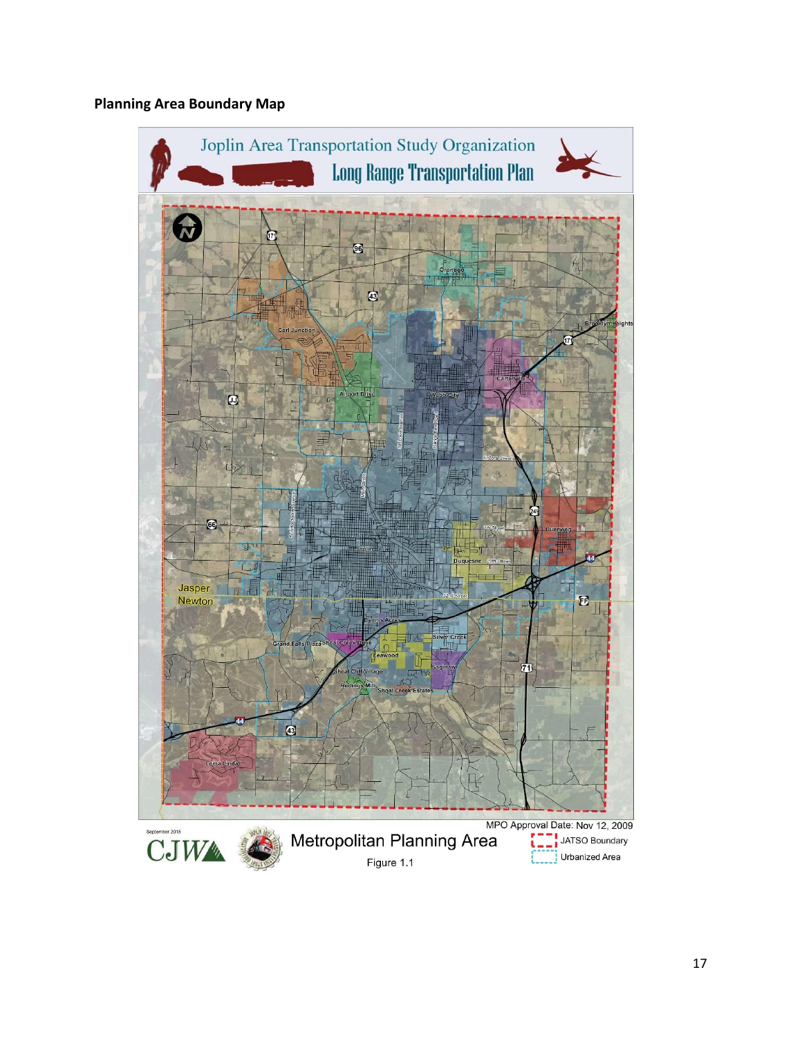### Planning Area Boundary Map

Joplin Area Transportation Study Organization

Long Range Transportation Plan

Orongo
Carl Junction
Brooklyn Heights
Airport Drive
Webb City
Carterville
Joplin
Duenweg
Duquesne
Jasper
Newton
Dennis Acres
Silver Creek
Grand Falls Plaza
Shoal Creek Drive
Leawood
Saginaw
Shoal Creek Village
Redings Mill
Shoal Creek Estates
Loma Linda

September 2015

CJW

MPO Approval Date: Nov 12, 2009

Metropolitan Planning Area

Figure 1.1

JATSO Boundary

Urbanized Area